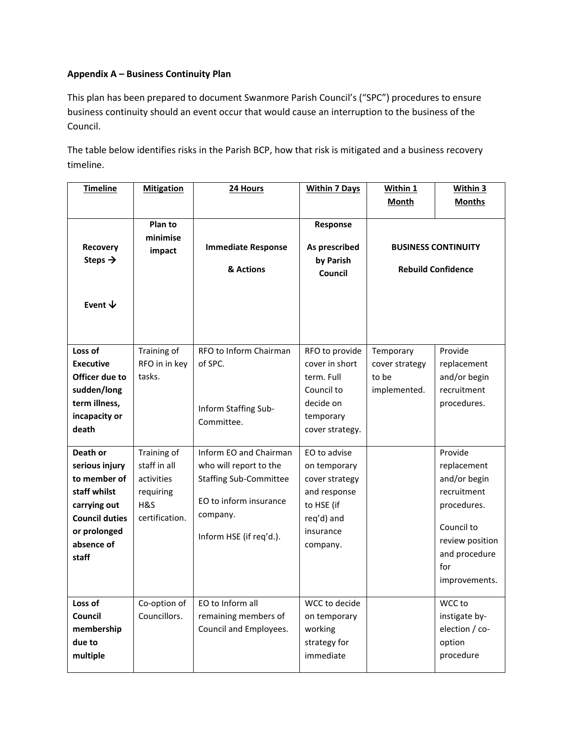**Appendix A – Business Continuity Plan**

This plan has been prepared to document Swanmore Parish Council's ("SPC") procedures to ensure business continuity should an event occur that would cause an interruption to the business of the Council.

The table below identifies risks in the Parish BCP, how that risk is mitigated and a business recovery timeline.

| Timeline | Mitigation | 24 Hours | Within 7 Days | Within 1 Month | Within 3 Months |
|---|---|---|---|---|---|
| **Recovery Steps →**<br><br>**Event ↓** | **Plan to minimise impact** | **Immediate Response & Actions** | **Response As prescribed by Parish Council** | **BUSINESS CONTINUITY Rebuild Confidence** | |
| **Loss of Executive Officer due to sudden/long term illness, incapacity or death** | Training of RFO in in key tasks. | RFO to Inform Chairman of SPC.<br><br>Inform Staffing Sub-Committee. | RFO to provide cover in short term. Full Council to decide on temporary cover strategy. | Temporary cover strategy to be implemented. | Provide replacement and/or begin recruitment procedures. |
| **Death or serious injury to member of staff whilst carrying out Council duties or prolonged absence of staff** | Training of staff in all activities requiring H&S certification. | Inform EO and Chairman who will report to the Staffing Sub-Committee<br><br>EO to inform insurance company.<br><br>Inform HSE (if req'd.). | EO to advise on temporary cover strategy and response to HSE (if req'd) and insurance company. | | Provide replacement and/or begin recruitment procedures.<br><br>Council to review position and procedure for improvements. |
| **Loss of Council membership due to multiple** | Co-option of Councillors. | EO to Inform all remaining members of Council and Employees. | WCC to decide on temporary working strategy for immediate | | WCC to instigate by-election / co-option procedure |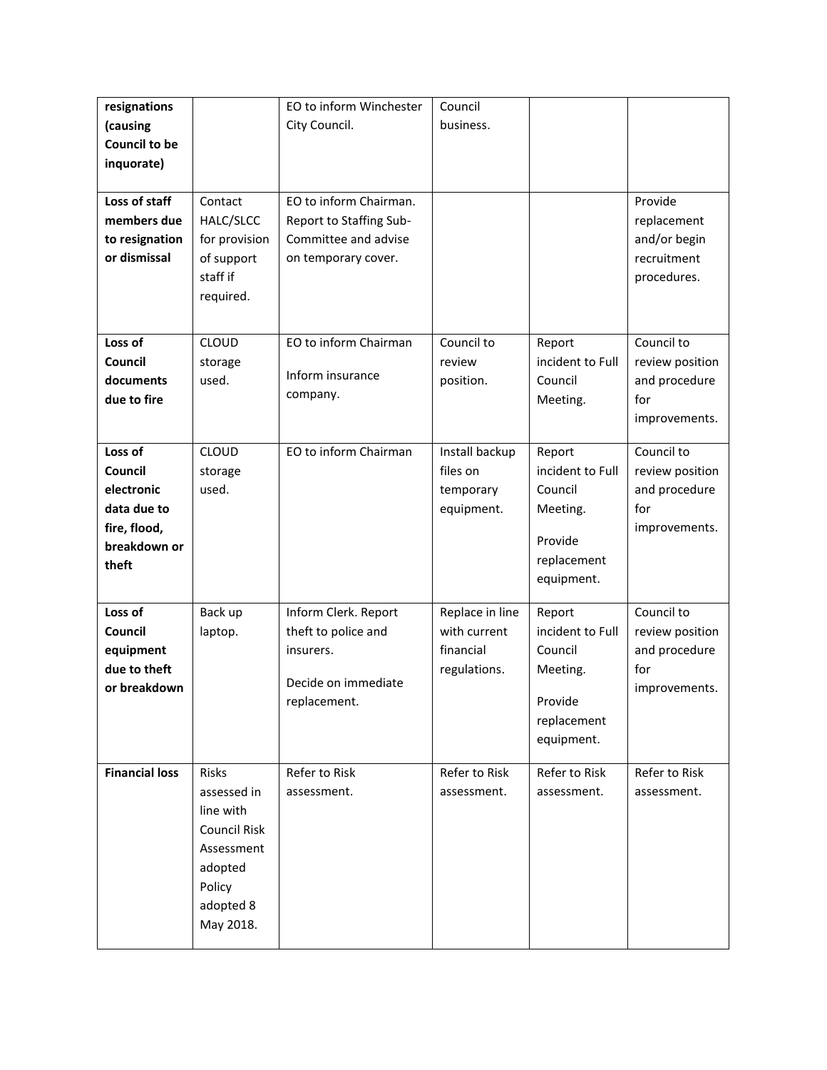| | | | | | |
|---|---|---|---|---|---|
| **resignations (causing Council to be inquorate)** | | EO to inform Winchester City Council. | Council business. | | |
| **Loss of staff members due to resignation or dismissal** | Contact HALC/SLCC for provision of support staff if required. | EO to inform Chairman. Report to Staffing Sub-Committee and advise on temporary cover. | | | Provide replacement and/or begin recruitment procedures. |
| **Loss of Council documents due to fire** | CLOUD storage used. | EO to inform Chairman<br><br>Inform insurance company. | Council to review position. | Report incident to Full Council Meeting. | Council to review position and procedure for improvements. |
| **Loss of Council electronic data due to fire, flood, breakdown or theft** | CLOUD storage used. | EO to inform Chairman | Install backup files on temporary equipment. | Report incident to Full Council Meeting.<br><br>Provide replacement equipment. | Council to review position and procedure for improvements. |
| **Loss of Council equipment due to theft or breakdown** | Back up laptop. | Inform Clerk. Report theft to police and insurers.<br><br>Decide on immediate replacement. | Replace in line with current financial regulations. | Report incident to Full Council Meeting.<br><br>Provide replacement equipment. | Council to review position and procedure for improvements. |
| **Financial loss** | Risks assessed in line with Council Risk Assessment adopted Policy adopted 8 May 2018. | Refer to Risk assessment. | Refer to Risk assessment. | Refer to Risk assessment. | Refer to Risk assessment. |